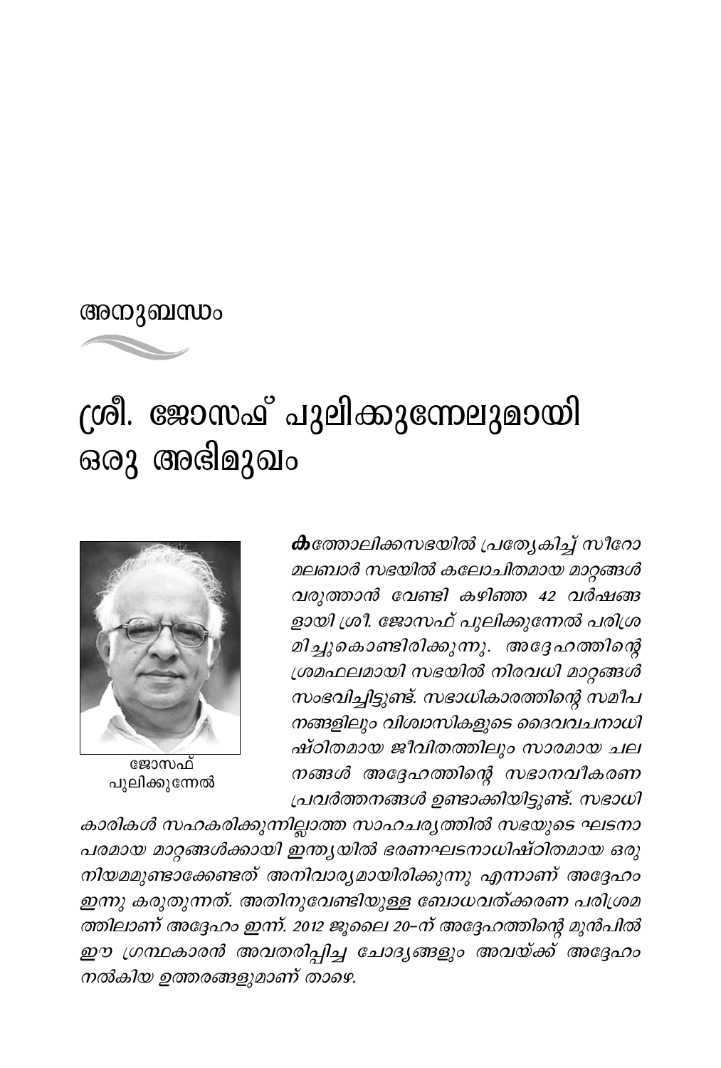## അനുബന്ധം

# ശ്രീ. ജോസഫ് പുലിക്കുന്നേലുമായി ഒരു അഭിമുഖം

ജോസഫ് പുലിക്കുന്നേൽ

*കത്തോലിക്കസഭയിൽ പ്രത്യേകിച്ച് സീറോ മലബാർ സഭയിൽ കലോചിതമായ മാറ്റങ്ങൾ വരുത്താൻ വേണ്ടി കഴിഞ്ഞ 42 വർഷങ്ങളായി ശ്രീ. ജോസഫ് പുലിക്കുന്നേൽ പരിശ്രമിച്ചുകൊണ്ടിരിക്കുന്നു. അദ്ദേഹത്തിന്റെ ശ്രമഫലമായി സഭയിൽ നിരവധി മാറ്റങ്ങൾ സംഭവിച്ചിട്ടുണ്ട്. സഭാധികാരത്തിന്റെ സമീപനങ്ങളിലും വിശ്വാസികളുടെ ദൈവവചനാധിഷ്ഠിതമായ ജീവിതത്തിലും സാരമായ ചലനങ്ങൾ അദ്ദേഹത്തിന്റെ സഭാനവീകരണ പ്രവർത്തനങ്ങൾ ഉണ്ടാക്കിയിട്ടുണ്ട്. സഭാധികാരികൾ സഹകരിക്കുന്നില്ലാത്ത സാഹചര്യത്തിൽ സഭയുടെ ഘടനാപരമായ മാറ്റങ്ങൾക്കായി ഇന്ത്യയിൽ ഭരണഘടനാധിഷ്ഠിതമായ ഒരു നിയമമുണ്ടാക്കേണ്ടത് അനിവാര്യമായിരിക്കുന്നു എന്നാണ് അദ്ദേഹം ഇന്നു കരുതുന്നത്. അതിനുവേണ്ടിയുള്ള ബോധവത്ക്കരണ പരിശ്രമത്തിലാണ് അദ്ദേഹം ഇന്ന്. 2012 ജൂലൈ 20–ന് അദ്ദേഹത്തിന്റെ മുൻപിൽ ഈ ഗ്രന്ഥകാരൻ അവതരിപ്പിച്ച ചോദ്യങ്ങളും അവയ്ക്ക് അദ്ദേഹം നൽകിയ ഉത്തരങ്ങളുമാണ് താഴെ.*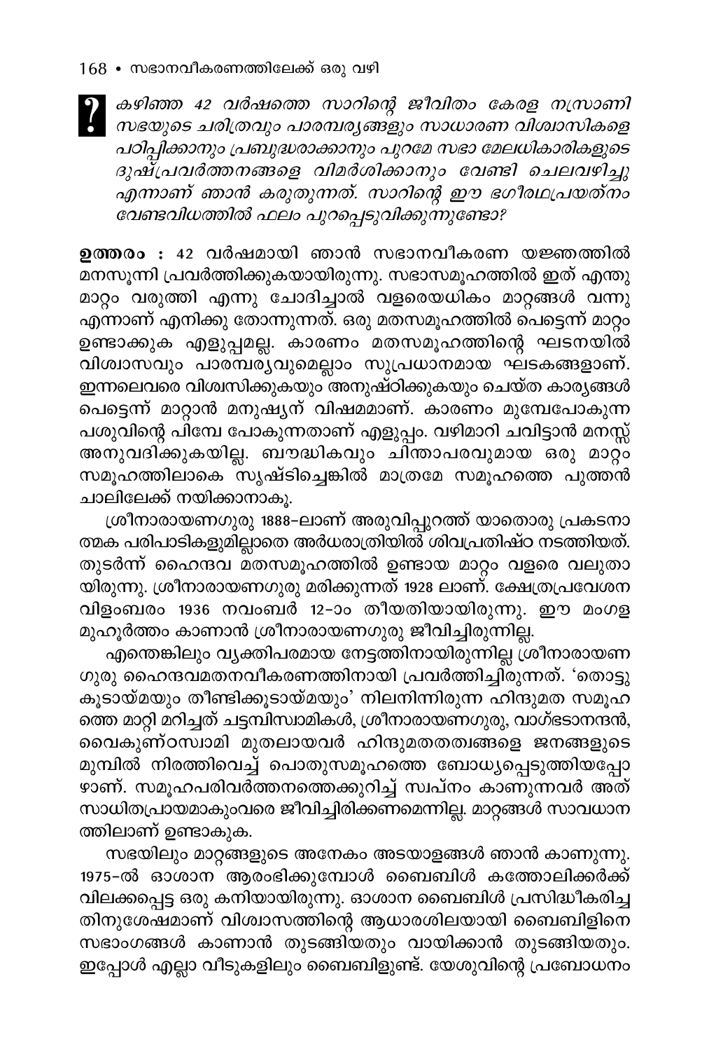? *കഴിഞ്ഞ 42 വർഷത്തെ സാറിന്റെ ജീവിതം കേരള നസ്രാണി സഭയുടെ ചരിത്രവും പാരമ്പര്യങ്ങളും സാധാരണ വിശ്വാസികളെ പഠിപ്പിക്കാനും പ്രബുദ്ധരാക്കാനും പുറമേ സഭാ മേലധികാരികളുടെ ദുഷ്പ്രവർത്തനങ്ങളെ വിമർശിക്കാനും വേണ്ടി ചെലവഴിച്ചു എന്നാണ് ഞാൻ കരുതുന്നത്. സാറിന്റെ ഈ ഭഗീരഥപ്രയത്നം വേണ്ടവിധത്തിൽ ഫലം പുറപ്പെടുവിക്കുന്നുണ്ടോ?*

**ഉത്തരം :** 42 വർഷമായി ഞാൻ സഭാനവീകരണ യജ്ഞത്തിൽ മനസൂന്നി പ്രവർത്തിക്കുകയായിരുന്നു. സഭാസമൂഹത്തിൽ ഇത് എന്തു മാറ്റം വരുത്തി എന്നു ചോദിച്ചാൽ വളരെയധികം മാറ്റങ്ങൾ വന്നു എന്നാണ് എനിക്കു തോന്നുന്നത്. ഒരു മതസമൂഹത്തിൽ പെട്ടെന്ന് മാറ്റം ഉണ്ടാക്കുക എളുപ്പമല്ല. കാരണം മതസമൂഹത്തിന്റെ ഘടനയിൽ വിശ്വാസവും പാരമ്പര്യവുമെല്ലാം സുപ്രധാനമായ ഘടകങ്ങളാണ്. ഇന്നലെവരെ വിശ്വസിക്കുകയും അനുഷ്ഠിക്കുകയും ചെയ്ത കാര്യങ്ങൾ പെട്ടെന്ന് മാറ്റാൻ മനുഷ്യന് വിഷമമാണ്. കാരണം മുമ്പേപോകുന്ന പശുവിന്റെ പിമ്പേ പോകുന്നതാണ് എളുപ്പം. വഴിമാറി ചവിട്ടാൻ മനസ്സ് അനുവദിക്കുകയില്ല. ബൗദ്ധികവും ചിന്താപരവുമായ ഒരു മാറ്റം സമൂഹത്തിലാകെ സൃഷ്ടിച്ചെങ്കിൽ മാത്രമേ സമൂഹത്തെ പുത്തൻ ചാലിലേക്ക് നയിക്കാനാകൂ.

ശ്രീനാരായണഗുരു 1888-ലാണ് അരുവിപ്പുറത്ത് യാതൊരു പ്രകടനാത്മക പരിപാടികളുമില്ലാതെ അർധരാത്രിയിൽ ശിവപ്രതിഷ്ഠ നടത്തിയത്. തുടർന്ന് ഹൈന്ദവ മതസമൂഹത്തിൽ ഉണ്ടായ മാറ്റം വളരെ വലുതായിരുന്നു. ശ്രീനാരായണഗുരു മരിക്കുന്നത് 1928 ലാണ്. ക്ഷേത്രപ്രവേശന വിളംബരം 1936 നവംബർ 12-ാം തീയതിയായിരുന്നു. ഈ മംഗള മുഹൂർത്തം കാണാൻ ശ്രീനാരായണഗുരു ജീവിച്ചിരുന്നില്ല.

എന്തെങ്കിലും വ്യക്തിപരമായ നേട്ടത്തിനായിരുന്നില്ല ശ്രീനാരായണ ഗുരു ഹൈന്ദവമതനവീകരണത്തിനായി പ്രവർത്തിച്ചിരുന്നത്. 'തൊട്ടുകൂടായ്മയും തീണ്ടിക്കൂടായ്മയും' നിലനിന്നിരുന്ന ഹിന്ദുമത സമൂഹത്തെ മാറ്റി മറിച്ചത് ചട്ടമ്പിസ്വാമികൾ, ശ്രീനാരായണഗുരു, വാഗ്ഭടാനന്ദൻ, വൈകുണ്ഠസ്വാമി മുതലായവർ ഹിന്ദുമതതത്വങ്ങളെ ജനങ്ങളുടെ മുമ്പിൽ നിരത്തിവെച്ച് പൊതുസമൂഹത്തെ ബോധ്യപ്പെടുത്തിയപ്പോഴാണ്. സമൂഹപരിവർത്തനത്തെക്കുറിച്ച് സ്വപ്നം കാണുന്നവർ അത് സാധിതപ്രായമാകുംവരെ ജീവിച്ചിരിക്കണമെന്നില്ല. മാറ്റങ്ങൾ സാവധാനത്തിലാണ് ഉണ്ടാകുക.

സഭയിലും മാറ്റങ്ങളുടെ അനേകം അടയാളങ്ങൾ ഞാൻ കാണുന്നു. 1975-ൽ ഓശാന ആരംഭിക്കുമ്പോൾ ബൈബിൾ കത്തോലിക്കർക്ക് വിലക്കപ്പെട്ട ഒരു കനിയായിരുന്നു. ഓശാന ബൈബിൾ പ്രസിദ്ധീകരിച്ചതിനുശേഷമാണ് വിശ്വാസത്തിന്റെ ആധാരശിലയായി ബൈബിളിനെ സഭാംഗങ്ങൾ കാണാൻ തുടങ്ങിയതും വായിക്കാൻ തുടങ്ങിയതും. ഇപ്പോൾ എല്ലാ വീടുകളിലും ബൈബിളുണ്ട്. യേശുവിന്റെ പ്രബോധനം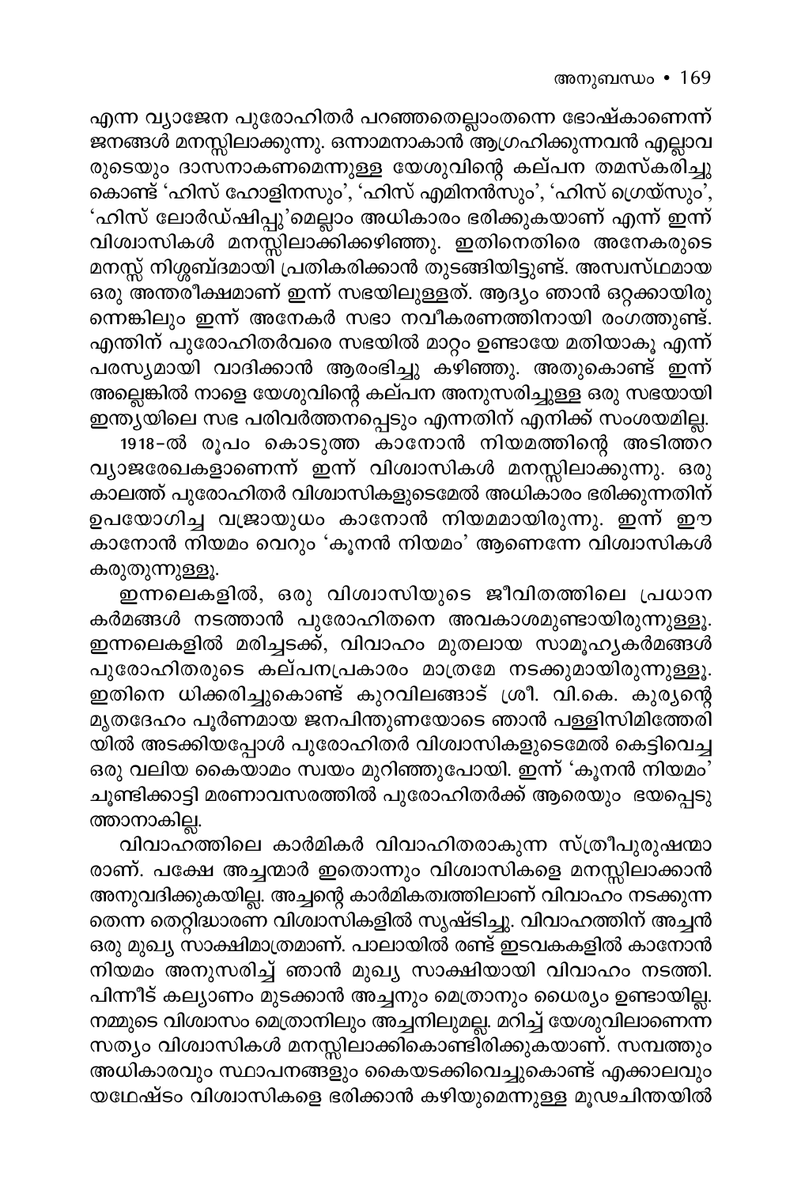എന്ന വ്യാജേന പുരോഹിതർ പറഞ്ഞതെല്ലാംതന്നെ ഭോഷ്കാണെന്ന് ജനങ്ങൾ മനസ്സിലാക്കുന്നു. ഒന്നാമനാകാൻ ആഗ്രഹിക്കുന്നവൻ എല്ലാവരുടെയും ദാസനാകണമെന്നുള്ള യേശുവിന്റെ കല്പന തമസ്കരിച്ചുകൊണ്ട് 'ഹിസ് ഹോളിനസും', 'ഹിസ് എമിനൻസും', 'ഹിസ് ഗ്രെയ്സും', 'ഹിസ് ലോർഡ്ഷിപ്പു'മെല്ലാം അധികാരം ഭരിക്കുകയാണ് എന്ന് ഇന്ന് വിശ്വാസികൾ മനസ്സിലാക്കിക്കഴിഞ്ഞു. ഇതിനെതിരെ അനേകരുടെ മനസ്സ് നിശ്ശബ്ദമായി പ്രതികരിക്കാൻ തുടങ്ങിയിട്ടുണ്ട്. അസ്വസ്ഥമായ ഒരു അന്തരീക്ഷമാണ് ഇന്ന് സഭയിലുള്ളത്. ആദ്യം ഞാൻ ഒറ്റക്കായിരുന്നെങ്കിലും ഇന്ന് അനേകർ സഭാ നവീകരണത്തിനായി രംഗത്തുണ്ട്. എന്തിന് പുരോഹിതർവരെ സഭയിൽ മാറ്റം ഉണ്ടായേ മതിയാകൂ എന്ന് പരസ്യമായി വാദിക്കാൻ ആരംഭിച്ചു കഴിഞ്ഞു. അതുകൊണ്ട് ഇന്ന് അല്ലെങ്കിൽ നാളെ യേശുവിന്റെ കല്പന അനുസരിച്ചുള്ള ഒരു സഭയായി ഇന്ത്യയിലെ സഭ പരിവർത്തനപ്പെടും എന്നതിന് എനിക്ക് സംശയമില്ല.

1918-ൽ രൂപം കൊടുത്ത കാനോൻ നിയമത്തിന്റെ അടിത്തറ വ്യാജരേഖകളാണെന്ന് ഇന്ന് വിശ്വാസികൾ മനസ്സിലാക്കുന്നു. ഒരു കാലത്ത് പുരോഹിതർ വിശ്വാസികളുടെമേൽ അധികാരം ഭരിക്കുന്നതിന് ഉപയോഗിച്ച വജ്രായുധം കാനോൻ നിയമമായിരുന്നു. ഇന്ന് ഈ കാനോൻ നിയമം വെറും 'കൂനൻ നിയമം' ആണെന്നേ വിശ്വാസികൾ കരുതുന്നുള്ളൂ.

ഇന്നലെകളിൽ, ഒരു വിശ്വാസിയുടെ ജീവിതത്തിലെ പ്രധാന കർമങ്ങൾ നടത്താൻ പുരോഹിതനെ അവകാശമുണ്ടായിരുന്നുള്ളൂ. ഇന്നലെകളിൽ മരിച്ചടക്ക്, വിവാഹം മുതലായ സാമൂഹ്യകർമങ്ങൾ പുരോഹിതരുടെ കല്പനപ്രകാരം മാത്രമേ നടക്കുമായിരുന്നുള്ളൂ. ഇതിനെ ധിക്കരിച്ചുകൊണ്ട് കുറവിലങ്ങാട് ശ്രീ. വി.കെ. കുര്യന്റെ മൃതദേഹം പൂർണമായ ജനപിന്തുണയോടെ ഞാൻ പള്ളിസിമിത്തേരിയിൽ അടക്കിയപ്പോൾ പുരോഹിതർ വിശ്വാസികളുടെമേൽ കെട്ടിവെച്ച ഒരു വലിയ കൈയാമം സ്വയം മുറിഞ്ഞുപോയി. ഇന്ന് 'കൂനൻ നിയമം' ചൂണ്ടിക്കാട്ടി മരണാവസരത്തിൽ പുരോഹിതർക്ക് ആരെയും ഭയപ്പെടുത്താനാകില്ല.

വിവാഹത്തിലെ കാർമികർ വിവാഹിതരാകുന്ന സ്ത്രീപുരുഷന്മാരാണ്. പക്ഷേ അച്ചന്മാർ ഇതൊന്നും വിശ്വാസികളെ മനസ്സിലാക്കാൻ അനുവദിക്കുകയില്ല. അച്ചന്റെ കാർമികത്വത്തിലാണ് വിവാഹം നടക്കുന്നതെന്ന തെറ്റിദ്ധാരണ വിശ്വാസികളിൽ സൃഷ്ടിച്ചു. വിവാഹത്തിന് അച്ചൻ ഒരു മുഖ്യ സാക്ഷിമാത്രമാണ്. പാലായിൽ രണ്ട് ഇടവകകളിൽ കാനോൻ നിയമം അനുസരിച്ച് ഞാൻ മുഖ്യ സാക്ഷിയായി വിവാഹം നടത്തി. പിന്നീട് കല്യാണം മുടക്കാൻ അച്ചനും മെത്രാനും ധൈര്യം ഉണ്ടായില്ല. നമ്മുടെ വിശ്വാസം മെത്രാനിലും അച്ചനിലുമല്ല. മറിച്ച് യേശുവിലാണെന്ന സത്യം വിശ്വാസികൾ മനസ്സിലാക്കികൊണ്ടിരിക്കുകയാണ്. സമ്പത്തും അധികാരവും സ്ഥാപനങ്ങളും കൈയടക്കിവെച്ചുകൊണ്ട് എക്കാലവും യഥേഷ്ടം വിശ്വാസികളെ ഭരിക്കാൻ കഴിയുമെന്നുള്ള മൂഢചിന്തയിൽ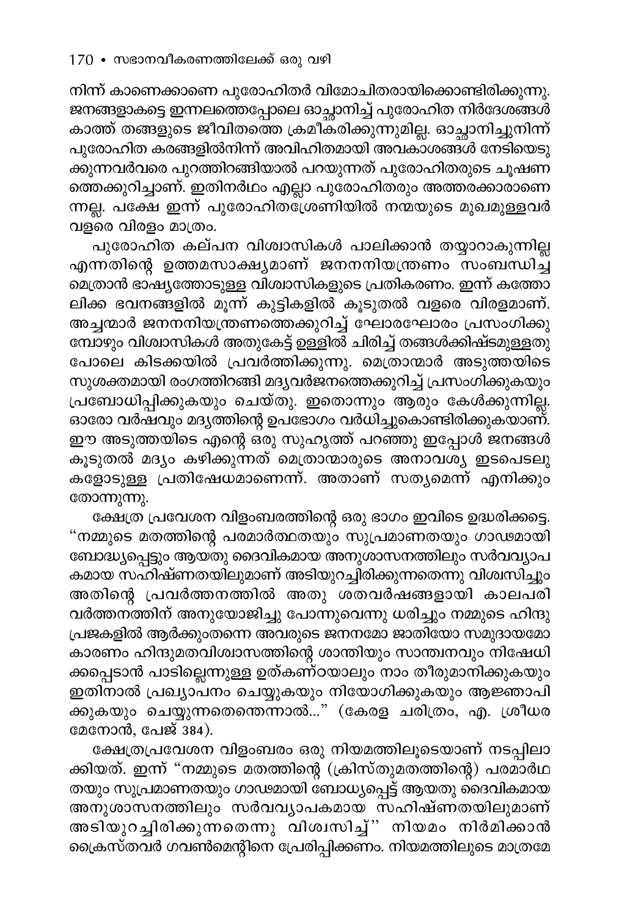നിന്ന് കാണെക്കാണെ പുരോഹിതർ വിമോചിതരായിക്കൊണ്ടിരിക്കുന്നു. ജനങ്ങളാകട്ടെ ഇന്നലത്തെപ്പോലെ ഓച്ഛാനിച്ച് പുരോഹിത നിർദേശങ്ങൾ കാത്ത് തങ്ങളുടെ ജീവിതത്തെ ക്രമീകരിക്കുന്നുമില്ല. ഓച്ഛാനിച്ചുനിന്ന് പുരോഹിത കരങ്ങളിൽനിന്ന് അവിഹിതമായി അവകാശങ്ങൾ നേടിയെടുക്കുന്നവർവരെ പുറത്തിറങ്ങിയാൽ പറയുന്നത് പുരോഹിതരുടെ ചൂഷണത്തെക്കുറിച്ചാണ്. ഇതിനർഥം എല്ലാ പുരോഹിതരും അത്തരക്കാരാണെന്നല്ല. പക്ഷേ ഇന്ന് പുരോഹിതശ്രേണിയിൽ നന്മയുടെ മുഖമുള്ളവർ വളരെ വിരളം മാത്രം.

പുരോഹിത കല്പന വിശ്വാസികൾ പാലിക്കാൻ തയ്യാറാകുന്നില്ല എന്നതിന്റെ ഉത്തമസാക്ഷ്യമാണ് ജനനനിയന്ത്രണം സംബന്ധിച്ച മെത്രാൻ ഭാഷ്യത്തോടുള്ള വിശ്വാസികളുടെ പ്രതികരണം. ഇന്ന് കത്തോലിക്ക ഭവനങ്ങളിൽ മൂന്ന് കുട്ടികളിൽ കൂടുതൽ വളരെ വിരളമാണ്. അച്ചന്മാർ ജനനനിയന്ത്രണത്തെക്കുറിച്ച് ഘോരഘോരം പ്രസംഗിക്കുമ്പോഴും വിശ്വാസികൾ അതുകേട്ട് ഉള്ളിൽ ചിരിച്ച് തങ്ങൾക്കിഷ്ടമുള്ളതുപോലെ കിടക്കയിൽ പ്രവർത്തിക്കുന്നു. മെത്രാന്മാർ അടുത്തയിടെ സുശക്തമായി രംഗത്തിറങ്ങി മദ്യവർജനത്തെക്കുറിച്ച് പ്രസംഗിക്കുകയും പ്രബോധിപ്പിക്കുകയും ചെയ്തു. ഇതൊന്നും ആരും കേൾക്കുന്നില്ല. ഓരോ വർഷവും മദ്യത്തിന്റെ ഉപഭോഗം വർധിച്ചുകൊണ്ടിരിക്കുകയാണ്. ഈ അടുത്തയിടെ എന്റെ ഒരു സുഹൃത്ത് പറഞ്ഞു ഇപ്പോൾ ജനങ്ങൾ കൂടുതൽ മദ്യം കഴിക്കുന്നത് മെത്രാന്മാരുടെ അനാവശ്യ ഇടപെടലുകളോടുള്ള പ്രതിഷേധമാണെന്ന്. അതാണ് സത്യമെന്ന് എനിക്കും തോന്നുന്നു.

ക്ഷേത്ര പ്രവേശന വിളംബരത്തിന്റെ ഒരു ഭാഗം ഇവിടെ ഉദ്ധരിക്കട്ടെ. "നമ്മുടെ മതത്തിന്റെ പരമാർത്ഥതയും സുപ്രമാണതയും ഗാഢമായി ബോദ്ധ്യപ്പെട്ടും ആയതു ദൈവികമായ അനുശാസനത്തിലും സർവവ്യാപകമായ സഹിഷ്ണതയിലുമാണ് അടിയുറച്ചിരിക്കുന്നതെന്നു വിശ്വസിച്ചും അതിന്റെ പ്രവർത്തനത്തിൽ അതു ശതവർഷങ്ങളായി കാലപരിവർത്തനത്തിന് അനുയോജിച്ചു പോന്നുവെന്നു ധരിച്ചും നമ്മുടെ ഹിന്ദു പ്രജകളിൽ ആർക്കുംതന്നെ അവരുടെ ജനനമോ ജാതിയോ സമുദായമോ കാരണം ഹിന്ദുമതവിശ്വാസത്തിന്റെ ശാന്തിയും സാന്ത്വനവും നിഷേധിക്കപ്പെടാൻ പാടില്ലെന്നുള്ള ഉത്കണ്ഠയാലും നാം തീരുമാനിക്കുകയും ഇതിനാൽ പ്രഖ്യാപനം ചെയ്യുകയും നിയോഗിക്കുകയും ആജ്ഞാപിക്കുകയും ചെയ്യുന്നതെന്തെന്നാൽ..." (കേരള ചരിത്രം, എ. ശ്രീധര മേനോൻ, പേജ് 384).

ക്ഷേത്രപ്രവേശന വിളംബരം ഒരു നിയമത്തിലൂടെയാണ് നടപ്പിലാക്കിയത്. ഇന്ന് "നമ്മുടെ മതത്തിന്റെ (ക്രിസ്തുമതത്തിന്റെ) പരമാർഥതയും സുപ്രമാണതയും ഗാഢമായി ബോധ്യപ്പെട്ട് ആയതു ദൈവികമായ അനുശാസനത്തിലും സർവവ്യാപകമായ സഹിഷ്ണതയിലുമാണ് അടിയുറച്ചിരിക്കുന്നതെന്നു വിശ്വസിച്ച്" നിയമം നിർമിക്കാൻ ക്രൈസ്തവർ ഗവൺമെന്റിനെ പ്രേരിപ്പിക്കണം. നിയമത്തിലൂടെ മാത്രമേ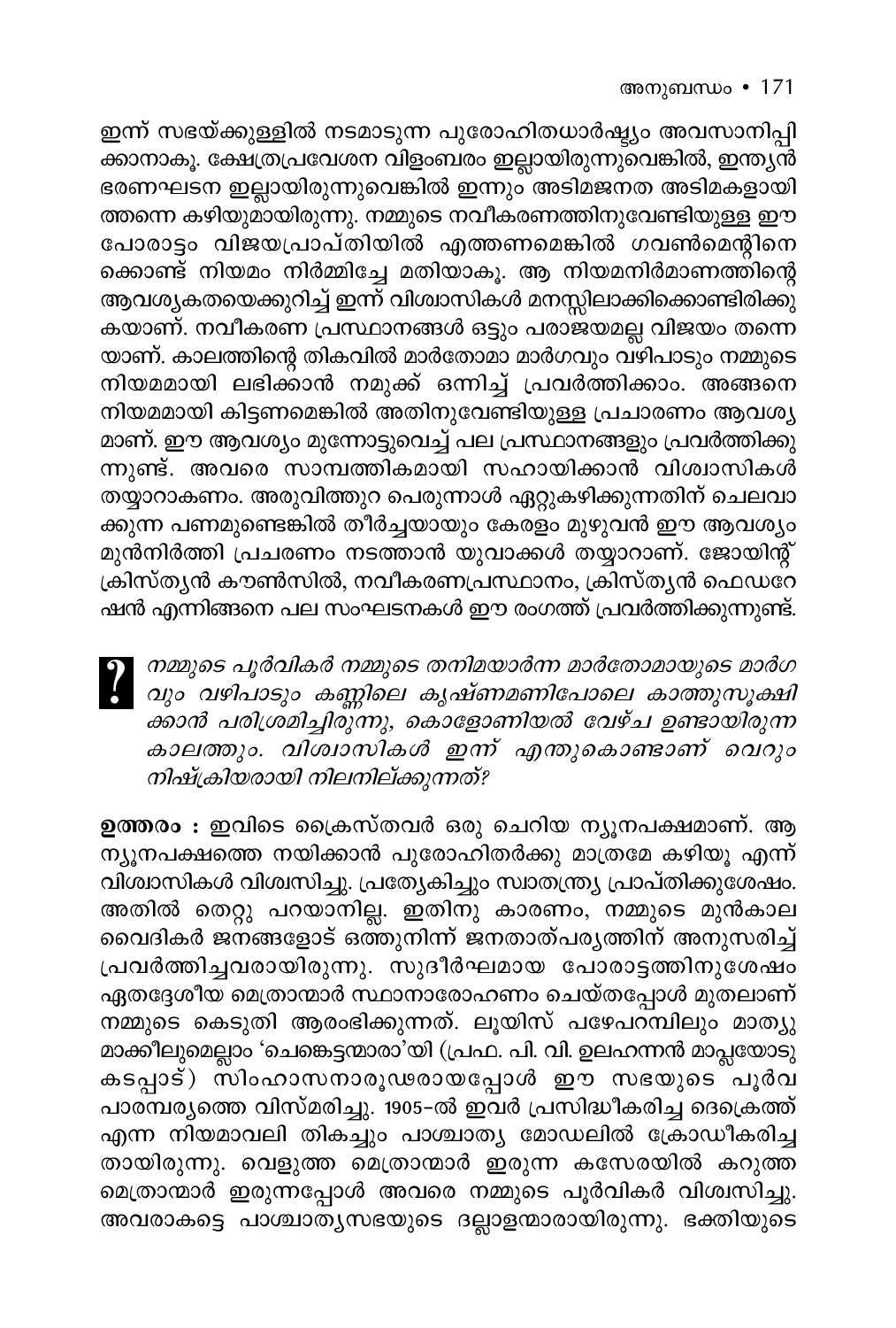ഇന്ന് സഭയ്ക്കുള്ളിൽ നടമാടുന്ന പുരോഹിതധാർഷ്ട്യം അവസാനിപ്പിക്കാനാകൂ. ക്ഷേത്രപ്രവേശന വിളംബരം ഇല്ലായിരുന്നുവെങ്കിൽ, ഇന്ത്യൻ ഭരണഘടന ഇല്ലായിരുന്നുവെങ്കിൽ ഇന്നും അടിമജനത അടിമകളായി ത്തന്നെ കഴിയുമായിരുന്നു. നമ്മുടെ നവീകരണത്തിനുവേണ്ടിയുള്ള ഈ പോരാട്ടം വിജയപ്രാപ്തിയിൽ എത്തണമെങ്കിൽ ഗവൺമെന്റിനെക്കൊണ്ട് നിയമം നിർമ്മിച്ചേ മതിയാകൂ. ആ നിയമനിർമാണത്തിന്റെ ആവശ്യകതയെക്കുറിച്ച് ഇന്ന് വിശ്വാസികൾ മനസ്സിലാക്കിക്കൊണ്ടിരിക്കുകയാണ്. നവീകരണ പ്രസ്ഥാനങ്ങൾ ഒട്ടും പരാജയമല്ല വിജയം തന്നെയാണ്. കാലത്തിന്റെ തികവിൽ മാർതോമാ മാർഗവും വഴിപാടും നമ്മുടെ നിയമമായി ലഭിക്കാൻ നമുക്ക് ഒന്നിച്ച് പ്രവർത്തിക്കാം. അങ്ങനെ നിയമമായി കിട്ടണമെങ്കിൽ അതിനുവേണ്ടിയുള്ള പ്രചാരണം ആവശ്യമാണ്. ഈ ആവശ്യം മുന്നോട്ടുവെച്ച് പല പ്രസ്ഥാനങ്ങളും പ്രവർത്തിക്കുന്നുണ്ട്. അവരെ സാമ്പത്തികമായി സഹായിക്കാൻ വിശ്വാസികൾ തയ്യാറാകണം. അരുവിത്തുറ പെരുന്നാൾ ഏറ്റുകഴിക്കുന്നതിന് ചെലവാക്കുന്ന പണമുണ്ടെങ്കിൽ തീർച്ചയായും കേരളം മുഴുവൻ ഈ ആവശ്യം മുൻനിർത്തി പ്രചരണം നടത്താൻ യുവാക്കൾ തയ്യാറാണ്. ജോയിന്റ് ക്രിസ്ത്യൻ കൗൺസിൽ, നവീകരണപ്രസ്ഥാനം, ക്രിസ്ത്യൻ ഫെഡറേഷൻ എന്നിങ്ങനെ പല സംഘടനകൾ ഈ രംഗത്ത് പ്രവർത്തിക്കുന്നുണ്ട്.

**?** *നമ്മുടെ പൂർവികർ നമ്മുടെ തനിമയാർന്ന മാർതോമായുടെ മാർഗവും വഴിപാടും കണ്ണിലെ കൃഷ്ണമണിപോലെ കാത്തുസൂക്ഷിക്കാൻ പരിശ്രമിച്ചിരുന്നു, കൊളോണിയൽ വേഴ്ച ഉണ്ടായിരുന്ന കാലത്തും. വിശ്വാസികൾ ഇന്ന് എന്തുകൊണ്ടാണ് വെറും നിഷ്ക്രിയരായി നിലനില്ക്കുന്നത്?*

**ഉത്തരം :** ഇവിടെ ക്രൈസ്തവർ ഒരു ചെറിയ ന്യൂനപക്ഷമാണ്. ആ ന്യൂനപക്ഷത്തെ നയിക്കാൻ പുരോഹിതർക്കു മാത്രമേ കഴിയൂ എന്ന് വിശ്വാസികൾ വിശ്വസിച്ചു. പ്രത്യേകിച്ചും സ്വാതന്ത്ര്യ പ്രാപ്തിക്കുശേഷം. അതിൽ തെറ്റു പറയാനില്ല. ഇതിനു കാരണം, നമ്മുടെ മുൻകാല വൈദികർ ജനങ്ങളോട് ഒത്തുനിന്ന് ജനതാത്പര്യത്തിന് അനുസരിച്ച് പ്രവർത്തിച്ചവരായിരുന്നു. സുദീർഘമായ പോരാട്ടത്തിനുശേഷം ഏതദ്ദേശീയ മെത്രാന്മാർ സ്ഥാനാരോഹണം ചെയ്തപ്പോൾ മുതലാണ് നമ്മുടെ കെടുതി ആരംഭിക്കുന്നത്. ലൂയിസ് പഴേപറമ്പിലും മാത്യു മാക്കീലുമെല്ലാം 'ചെങ്കെട്ടന്മാരാ'യി (പ്രഫ. പി. വി. ഉലഹന്നൻ മാപ്പിളയോടു കടപ്പാട്) സിംഹാസനാരൂഢരായപ്പോൾ ഈ സഭയുടെ പൂർവ പാരമ്പര്യത്തെ വിസ്മരിച്ചു. 1905-ൽ ഇവർ പ്രസിദ്ധീകരിച്ച ദെക്രെത്ത് എന്ന നിയമാവലി തികച്ചും പാശ്ചാത്യ മോഡലിൽ ക്രോഡീകരിച്ചതായിരുന്നു. വെളുത്ത മെത്രാന്മാർ ഇരുന്ന കസേരയിൽ കറുത്ത മെത്രാന്മാർ ഇരുന്നപ്പോൾ അവരെ നമ്മുടെ പൂർവികർ വിശ്വസിച്ചു. അവരാകട്ടെ പാശ്ചാത്യസഭയുടെ ദല്ലാളന്മാരായിരുന്നു. ഭക്തിയുടെ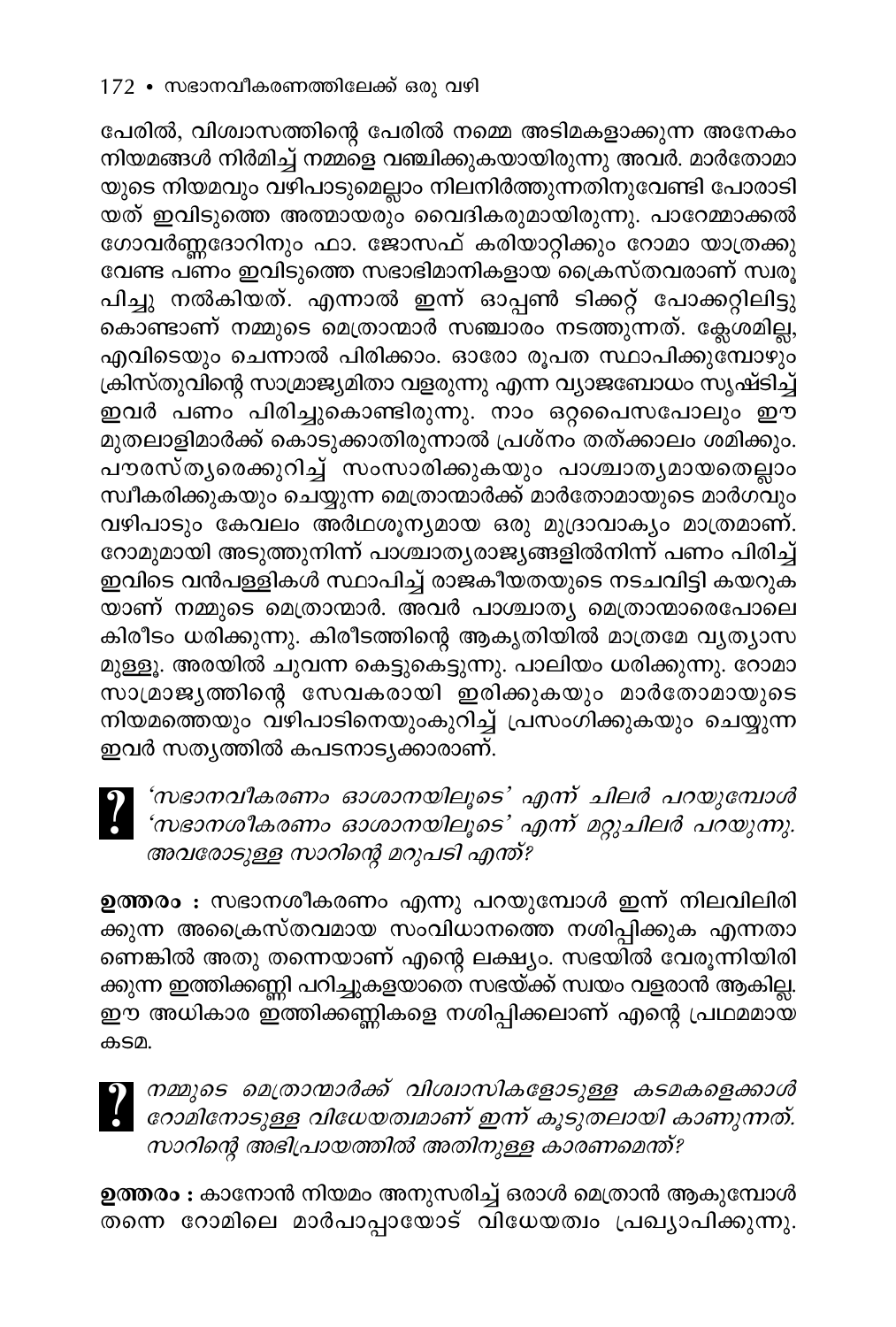പേരിൽ, വിശ്വാസത്തിന്റെ പേരിൽ നമ്മെ അടിമകളാക്കുന്ന അനേകം നിയമങ്ങൾ നിർമിച്ച് നമ്മളെ വഞ്ചിക്കുകയായിരുന്നു അവർ. മാർതോമായുടെ നിയമവും വഴിപാടുമെല്ലാം നിലനിർത്തുന്നതിനുവേണ്ടി പോരാടിയത് ഇവിടുത്തെ അത്മായരും വൈദികരുമായിരുന്നു. പാറേമ്മാക്കൽ ഗോവർണ്ണദോറിനും ഫാ. ജോസഫ് കരിയാറ്റിക്കും റോമാ യാത്രക്കു വേണ്ട പണം ഇവിടുത്തെ സഭാഭിമാനികളായ ക്രൈസ്തവരാണ് സ്വരൂപിച്ചു നൽകിയത്. എന്നാൽ ഇന്ന് ഓപ്പൺ ടിക്കറ്റ് പോക്കറ്റിലിട്ടു കൊണ്ടാണ് നമ്മുടെ മെത്രാന്മാർ സഞ്ചാരം നടത്തുന്നത്. ക്ലേശമില്ല, എവിടെയും ചെന്നാൽ പിരിക്കാം. ഓരോ രൂപത സ്ഥാപിക്കുമ്പോഴും ക്രിസ്തുവിന്റെ സാമ്രാജ്യമിതാ വളരുന്നു എന്ന വ്യാജബോധം സൃഷ്ടിച്ച് ഇവർ പണം പിരിച്ചുകൊണ്ടിരുന്നു. നാം ഒറ്റപൈസപോലും ഈ മുതലാളിമാർക്ക് കൊടുക്കാതിരുന്നാൽ പ്രശ്നം തത്ക്കാലം ശമിക്കും. പൗരസ്ത്യരെക്കുറിച്ച് സംസാരിക്കുകയും പാശ്ചാത്യമായതെല്ലാം സ്വീകരിക്കുകയും ചെയ്യുന്ന മെത്രാന്മാർക്ക് മാർതോമായുടെ മാർഗവും വഴിപാടും കേവലം അർഥശൂന്യമായ ഒരു മുദ്രാവാക്യം മാത്രമാണ്. റോമുമായി അടുത്തുനിന്ന് പാശ്ചാത്യരാജ്യങ്ങളിൽനിന്ന് പണം പിരിച്ച് ഇവിടെ വൻപള്ളികൾ സ്ഥാപിച്ച് രാജകീയതയുടെ നടചവിട്ടി കയറുകയാണ് നമ്മുടെ മെത്രാന്മാർ. അവർ പാശ്ചാത്യ മെത്രാന്മാരെപോലെ കിരീടം ധരിക്കുന്നു. കിരീടത്തിന്റെ ആകൃതിയിൽ മാത്രമേ വ്യത്യാസമുള്ളൂ. അരയിൽ ചുവന്ന കെട്ടുകെട്ടുന്നു. പാലിയം ധരിക്കുന്നു. റോമാ സാമ്രാജ്യത്തിന്റെ സേവകരായി ഇരിക്കുകയും മാർതോമായുടെ നിയമത്തെയും വഴിപാടിനെയുംകുറിച്ച് പ്രസംഗിക്കുകയും ചെയ്യുന്ന ഇവർ സത്യത്തിൽ കപടനാട്യക്കാരാണ്.

**?** *'സഭാനവീകരണം ഓശാനയിലൂടെ' എന്ന് ചിലർ പറയുമ്പോൾ 'സഭാനശീകരണം ഓശാനയിലൂടെ' എന്ന് മറ്റുചിലർ പറയുന്നു. അവരോടുള്ള സാറിന്റെ മറുപടി എന്ത്?*

**ഉത്തരം :** സഭാനശീകരണം എന്നു പറയുമ്പോൾ ഇന്ന് നിലവിലിരിക്കുന്ന അക്രൈസ്തവമായ സംവിധാനത്തെ നശിപ്പിക്കുക എന്നതാണെങ്കിൽ അതു തന്നെയാണ് എന്റെ ലക്ഷ്യം. സഭയിൽ വേരൂന്നിയിരിക്കുന്ന ഇത്തിക്കണ്ണി പറിച്ചുകളയാതെ സഭയ്ക്ക് സ്വയം വളരാൻ ആകില്ല. ഈ അധികാര ഇത്തിക്കണ്ണികളെ നശിപ്പിക്കലാണ് എന്റെ പ്രഥമമായ കടമ.

**?** *നമ്മുടെ മെത്രാന്മാർക്ക് വിശ്വാസികളോടുള്ള കടമകളെക്കാൾ റോമിനോടുള്ള വിധേയത്വമാണ് ഇന്ന് കൂടുതലായി കാണുന്നത്. സാറിന്റെ അഭിപ്രായത്തിൽ അതിനുള്ള കാരണമെന്ത്?*

**ഉത്തരം :** കാനോൻ നിയമം അനുസരിച്ച് ഒരാൾ മെത്രാൻ ആകുമ്പോൾ തന്നെ റോമിലെ മാർപാപ്പായോട് വിധേയത്വം പ്രഖ്യാപിക്കുന്നു.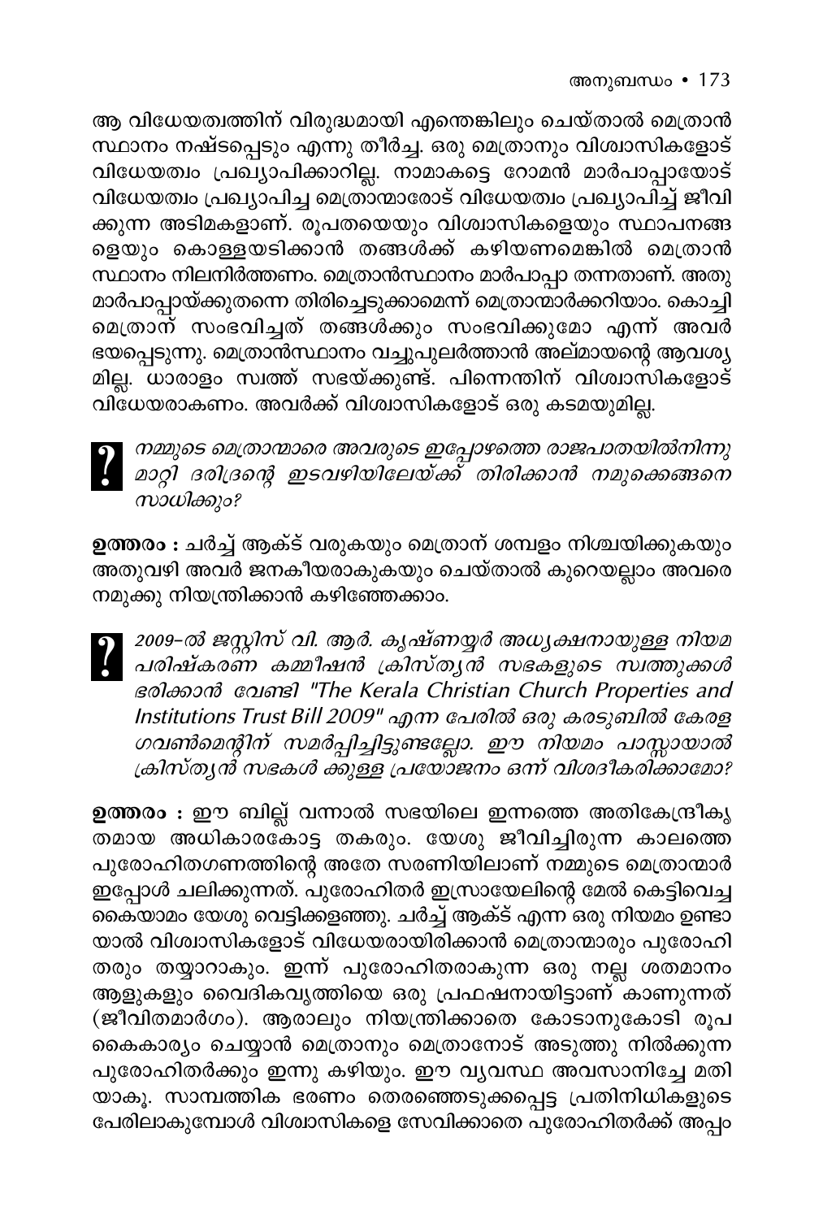ആ വിധേയത്വത്തിന് വിരുദ്ധമായി എന്തെങ്കിലും ചെയ്താൽ മെത്രാൻ സ്ഥാനം നഷ്ടപ്പെടും എന്നു തീർച്ച. ഒരു മെത്രാനും വിശ്വാസികളോട് വിധേയത്വം പ്രഖ്യാപിക്കാറില്ല. നാമാകട്ടെ റോമൻ മാർപാപ്പായോട് വിധേയത്വം പ്രഖ്യാപിച്ച മെത്രാന്മാരോട് വിധേയത്വം പ്രഖ്യാപിച്ച് ജീവിക്കുന്ന അടിമകളാണ്. രൂപതയെയും വിശ്വാസികളെയും സ്ഥാപനങ്ങളെയും കൊള്ളയടിക്കാൻ തങ്ങൾക്ക് കഴിയണമെങ്കിൽ മെത്രാൻ സ്ഥാനം നിലനിർത്തണം. മെത്രാൻസ്ഥാനം മാർപാപ്പാ തന്നതാണ്. അതു മാർപാപ്പായ്ക്കുതന്നെ തിരിച്ചെടുക്കാമെന്ന് മെത്രാന്മാർക്കറിയാം. കൊച്ചി മെത്രാന് സംഭവിച്ചത് തങ്ങൾക്കും സംഭവിക്കുമോ എന്ന് അവർ ഭയപ്പെടുന്നു. മെത്രാൻസ്ഥാനം വച്ചുപുലർത്താൻ അല്മായന്റെ ആവശ്യമില്ല. ധാരാളം സ്വത്ത് സഭയ്ക്കുണ്ട്. പിന്നെന്തിന് വിശ്വാസികളോട് വിധേയരാകണം. അവർക്ക് വിശ്വാസികളോട് ഒരു കടമയുമില്ല.

**?** *നമ്മുടെ മെത്രാന്മാരെ അവരുടെ ഇപ്പോഴത്തെ രാജപാതയിൽനിന്നു മാറ്റി ദരിദ്രന്റെ ഇടവഴിയിലേയ്ക്ക് തിരിക്കാൻ നമുക്കെങ്ങനെ സാധിക്കും?*

**ഉത്തരം :** ചർച്ച് ആക്ട് വരുകയും മെത്രാന് ശമ്പളം നിശ്ചയിക്കുകയും അതുവഴി അവർ ജനകീയരാകുകയും ചെയ്താൽ കുറെയല്ലാം അവരെ നമുക്കു നിയന്ത്രിക്കാൻ കഴിഞ്ഞേക്കാം.

**?** *2009-ൽ ജസ്റ്റിസ് വി. ആർ. കൃഷ്ണയ്യർ അധ്യക്ഷനായുള്ള നിയമ പരിഷ്കരണ കമ്മീഷൻ ക്രിസ്ത്യൻ സഭകളുടെ സ്വത്തുക്കൾ ഭരിക്കാൻ വേണ്ടി "The Kerala Christian Church Properties and Institutions Trust Bill 2009" എന്ന പേരിൽ ഒരു കരടുബിൽ കേരള ഗവൺമെന്റിന് സമർപ്പിച്ചിട്ടുണ്ടല്ലോ. ഈ നിയമം പാസ്സായാൽ ക്രിസ്ത്യൻ സഭകൾ ക്കുള്ള പ്രയോജനം ഒന്ന് വിശദീകരിക്കാമോ?*

**ഉത്തരം :** ഈ ബില്ല് വന്നാൽ സഭയിലെ ഇന്നത്തെ അതികേന്ദ്രീകൃതമായ അധികാരകോട്ട തകരും. യേശു ജീവിച്ചിരുന്ന കാലത്തെ പുരോഹിതഗണത്തിന്റെ അതേ സരണിയിലാണ് നമ്മുടെ മെത്രാന്മാർ ഇപ്പോൾ ചലിക്കുന്നത്. പുരോഹിതർ ഇസ്രായേലിന്റെ മേൽ കെട്ടിവെച്ച കൈയാമം യേശു വെട്ടിക്കളഞ്ഞു. ചർച്ച് ആക്ട് എന്ന ഒരു നിയമം ഉണ്ടായാൽ വിശ്വാസികളോട് വിധേയരായിരിക്കാൻ മെത്രാന്മാരും പുരോഹിതരും തയ്യാറാകും. ഇന്ന് പുരോഹിതരാകുന്ന ഒരു നല്ല ശതമാനം ആളുകളും വൈദികവൃത്തിയെ ഒരു പ്രഫഷനായിട്ടാണ് കാണുന്നത് (ജീവിതമാർഗം). ആരാലും നിയന്ത്രിക്കാതെ കോടാനുകോടി രൂപ കൈകാര്യം ചെയ്യാൻ മെത്രാനും മെത്രാനോട് അടുത്തു നിൽക്കുന്ന പുരോഹിതർക്കും ഇന്നു കഴിയും. ഈ വ്യവസ്ഥ അവസാനിച്ചേ മതിയാകൂ. സാമ്പത്തിക ഭരണം തെരഞ്ഞെടുക്കപ്പെട്ട പ്രതിനിധികളുടെ പേരിലാകുമ്പോൾ വിശ്വാസികളെ സേവിക്കാതെ പുരോഹിതർക്ക് അപ്പം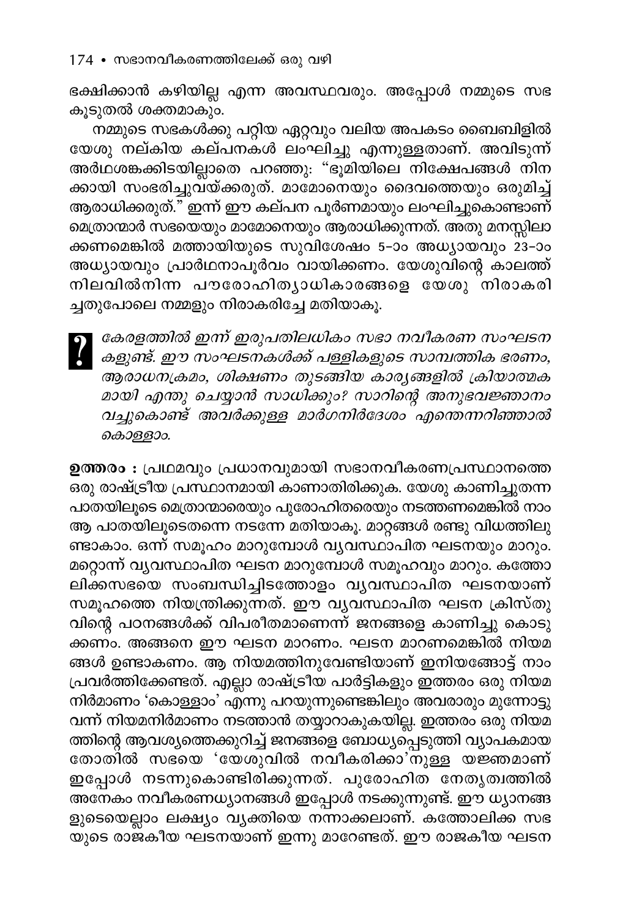ഭക്ഷിക്കാൻ കഴിയില്ല എന്ന അവസ്ഥവരും. അപ്പോൾ നമ്മുടെ സഭ കൂടുതൽ ശക്തമാകും.

നമ്മുടെ സഭകൾക്കു പറ്റിയ ഏറ്റവും വലിയ അപകടം ബൈബിളിൽ യേശു നല്കിയ കല്പനകൾ ലംഘിച്ചു എന്നുള്ളതാണ്. അവിടുന്ന് അർഥശങ്കക്കിടയില്ലാതെ പറഞ്ഞു: "ഭൂമിയിലെ നിക്ഷേപങ്ങൾ നിന ക്കായി സംഭരിച്ചുവയ്ക്കരുത്. മാമോനെയും ദൈവത്തെയും ഒരുമിച്ച് ആരാധിക്കരുത്." ഇന്ന് ഈ കല്പന പൂർണമായും ലംഘിച്ചുകൊണ്ടാണ് മെത്രാന്മാർ സഭയെയും മാമോനെയും ആരാധിക്കുന്നത്. അതു മനസ്സിലാ ക്കണമെങ്കിൽ മത്തായിയുടെ സുവിശേഷം 5-ാം അധ്യായവും 23-ാം അധ്യായവും പ്രാർഥനാപൂർവം വായിക്കണം. യേശുവിന്റെ കാലത്ത് നിലവിൽനിന്ന പൗരോഹിത്യാധികാരങ്ങളെ യേശു നിരാകരി ച്ചതുപോലെ നമ്മളും നിരാകരിച്ചേ മതിയാകൂ.

**?** *കേരളത്തിൽ ഇന്ന് ഇരുപതിലധികം സഭാ നവീകരണ സംഘടന കളുണ്ട്. ഈ സംഘടനകൾക്ക് പള്ളികളുടെ സാമ്പത്തിക ഭരണം, ആരാധനക്രമം, ശിക്ഷണം തുടങ്ങിയ കാര്യങ്ങളിൽ ക്രിയാത്മക മായി എന്തു ചെയ്യാൻ സാധിക്കും? സാറിന്റെ അനുഭവജ്ഞാനം വച്ചുകൊണ്ട് അവർക്കുള്ള മാർഗനിർദേശം എന്തെന്നറിഞ്ഞാൽ കൊള്ളാം.*

**ഉത്തരം :** പ്രഥമവും പ്രധാനവുമായി സഭാനവീകരണപ്രസ്ഥാനത്തെ ഒരു രാഷ്ട്രീയ പ്രസ്ഥാനമായി കാണാതിരിക്കുക. യേശു കാണിച്ചുതന്ന പാതയിലൂടെ മെത്രാന്മാരെയും പുരോഹിതരെയും നടത്തണമെങ്കിൽ നാം ആ പാതയിലൂടെതന്നെ നടന്നേ മതിയാകൂ. മാറ്റങ്ങൾ രണ്ടു വിധത്തിലു ണ്ടാകാം. ഒന്ന് സമൂഹം മാറുമ്പോൾ വ്യവസ്ഥാപിത ഘടനയും മാറും. മറ്റൊന്ന് വ്യവസ്ഥാപിത ഘടന മാറുമ്പോൾ സമൂഹവും മാറും. കത്തോ ലിക്കസഭയെ സംബന്ധിച്ചിടത്തോളം വ്യവസ്ഥാപിത ഘടനയാണ് സമൂഹത്തെ നിയന്ത്രിക്കുന്നത്. ഈ വ്യവസ്ഥാപിത ഘടന ക്രിസ്തു വിന്റെ പഠനങ്ങൾക്ക് വിപരീതമാണെന്ന് ജനങ്ങളെ കാണിച്ചു കൊടു ക്കണം. അങ്ങനെ ഈ ഘടന മാറണം. ഘടന മാറണമെങ്കിൽ നിയമ ങ്ങൾ ഉണ്ടാകണം. ആ നിയമത്തിനുവേണ്ടിയാണ് ഇനിയങ്ങോട്ട് നാം പ്രവർത്തിക്കേണ്ടത്. എല്ലാ രാഷ്ട്രീയ പാർട്ടികളും ഇത്തരം ഒരു നിയമ നിർമാണം 'കൊള്ളാം' എന്നു പറയുന്നുണ്ടെങ്കിലും അവരാരും മുന്നോട്ടു വന്ന് നിയമനിർമാണം നടത്താൻ തയ്യാറാകുകയില്ല. ഇത്തരം ഒരു നിയമ ത്തിന്റെ ആവശ്യത്തെക്കുറിച്ച് ജനങ്ങളെ ബോധ്യപ്പെടുത്തി വ്യാപകമായ തോതിൽ സഭയെ 'യേശുവിൽ നവീകരിക്കാ'നുള്ള യജ്ഞമാണ് ഇപ്പോൾ നടന്നുകൊണ്ടിരിക്കുന്നത്. പുരോഹിത നേതൃത്വത്തിൽ അനേകം നവീകരണധ്യാനങ്ങൾ ഇപ്പോൾ നടക്കുന്നുണ്ട്. ഈ ധ്യാനങ്ങ ളുടെയെല്ലാം ലക്ഷ്യം വ്യക്തിയെ നന്നാക്കലാണ്. കത്തോലിക്ക സഭ യുടെ രാജകീയ ഘടനയാണ് ഇന്നു മാറേണ്ടത്. ഈ രാജകീയ ഘടന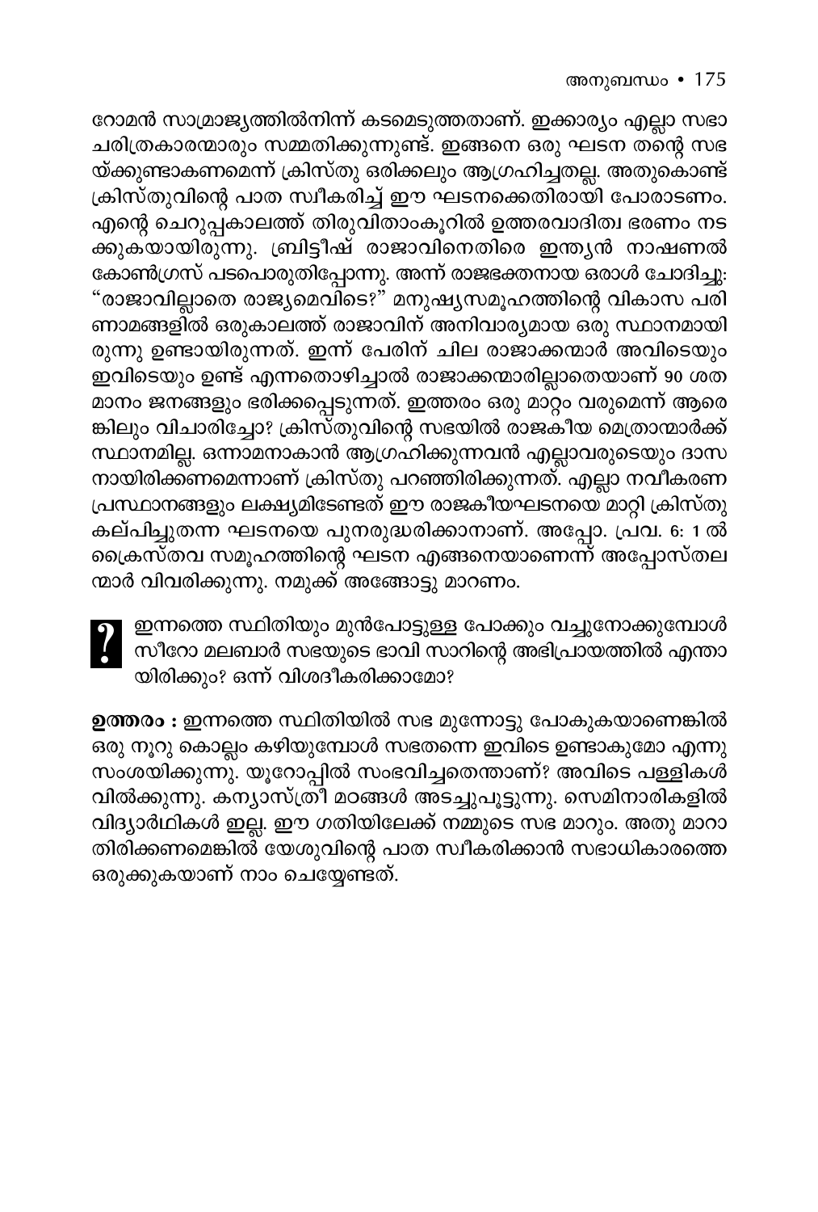റോമൻ സാമ്രാജ്യത്തിൽനിന്ന് കടമെടുത്തതാണ്. ഇക്കാര്യം എല്ലാ സഭാ ചരിത്രകാരന്മാരും സമ്മതിക്കുന്നുണ്ട്. ഇങ്ങനെ ഒരു ഘടന തന്റെ സഭയ്ക്കുണ്ടാകണമെന്ന് ക്രിസ്തു ഒരിക്കലും ആഗ്രഹിച്ചതല്ല. അതുകൊണ്ട് ക്രിസ്തുവിന്റെ പാത സ്വീകരിച്ച് ഈ ഘടനക്കെതിരായി പോരാടണം. എന്റെ ചെറുപ്പകാലത്ത് തിരുവിതാംകൂറിൽ ഉത്തരവാദിത്വ ഭരണം നടക്കുകയായിരുന്നു. ബ്രിട്ടീഷ് രാജാവിനെതിരെ ഇന്ത്യൻ നാഷണൽ കോൺഗ്രസ് പടപൊരുതിപ്പോന്നു. അന്ന് രാജഭക്തനായ ഒരാൾ ചോദിച്ചു: "രാജാവില്ലാതെ രാജ്യമെവിടെ?" മനുഷ്യസമൂഹത്തിന്റെ വികാസ പരിണാമങ്ങളിൽ ഒരുകാലത്ത് രാജാവിന് അനിവാര്യമായ ഒരു സ്ഥാനമായിരുന്നു ഉണ്ടായിരുന്നത്. ഇന്ന് പേരിന് ചില രാജാക്കന്മാർ അവിടെയും ഇവിടെയും ഉണ്ട് എന്നതൊഴിച്ചാൽ രാജാക്കന്മാരില്ലാതെയാണ് 90 ശതമാനം ജനങ്ങളും ഭരിക്കപ്പെടുന്നത്. ഇത്തരം ഒരു മാറ്റം വരുമെന്ന് ആരെങ്കിലും വിചാരിച്ചോ? ക്രിസ്തുവിന്റെ സഭയിൽ രാജകീയ മെത്രാന്മാർക്ക് സ്ഥാനമില്ല. ഒന്നാമനാകാൻ ആഗ്രഹിക്കുന്നവൻ എല്ലാവരുടെയും ദാസനായിരിക്കണമെന്നാണ് ക്രിസ്തു പറഞ്ഞിരിക്കുന്നത്. എല്ലാ നവീകരണ പ്രസ്ഥാനങ്ങളും ലക്ഷ്യമിടേണ്ടത് ഈ രാജകീയഘടനയെ മാറ്റി ക്രിസ്തു കല്പിച്ചുതന്ന ഘടനയെ പുനരുദ്ധരിക്കാനാണ്. അപ്പോ. പ്രവ. 6: 1 ൽ ക്രൈസ്തവ സമൂഹത്തിന്റെ ഘടന എങ്ങനെയാണെന്ന് അപ്പോസ്തലന്മാർ വിവരിക്കുന്നു. നമുക്ക് അങ്ങോട്ടു മാറണം.

**?** ഇന്നത്തെ സ്ഥിതിയും മുൻപോട്ടുള്ള പോക്കും വച്ചുനോക്കുമ്പോൾ സീറോ മലബാർ സഭയുടെ ഭാവി സാറിന്റെ അഭിപ്രായത്തിൽ എന്തായിരിക്കും? ഒന്ന് വിശദീകരിക്കാമോ?

**ഉത്തരം :** ഇന്നത്തെ സ്ഥിതിയിൽ സഭ മുന്നോട്ടു പോകുകയാണെങ്കിൽ ഒരു നൂറു കൊല്ലം കഴിയുമ്പോൾ സഭതന്നെ ഇവിടെ ഉണ്ടാകുമോ എന്നു സംശയിക്കുന്നു. യൂറോപ്പിൽ സംഭവിച്ചതെന്താണ്? അവിടെ പള്ളികൾ വിൽക്കുന്നു. കന്യാസ്ത്രീ മഠങ്ങൾ അടച്ചുപൂട്ടുന്നു. സെമിനാരികളിൽ വിദ്യാർഥികൾ ഇല്ല. ഈ ഗതിയിലേക്ക് നമ്മുടെ സഭ മാറും. അതു മാറാതിരിക്കണമെങ്കിൽ യേശുവിന്റെ പാത സ്വീകരിക്കാൻ സഭാധികാരത്തെ ഒരുക്കുകയാണ് നാം ചെയ്യേണ്ടത്.